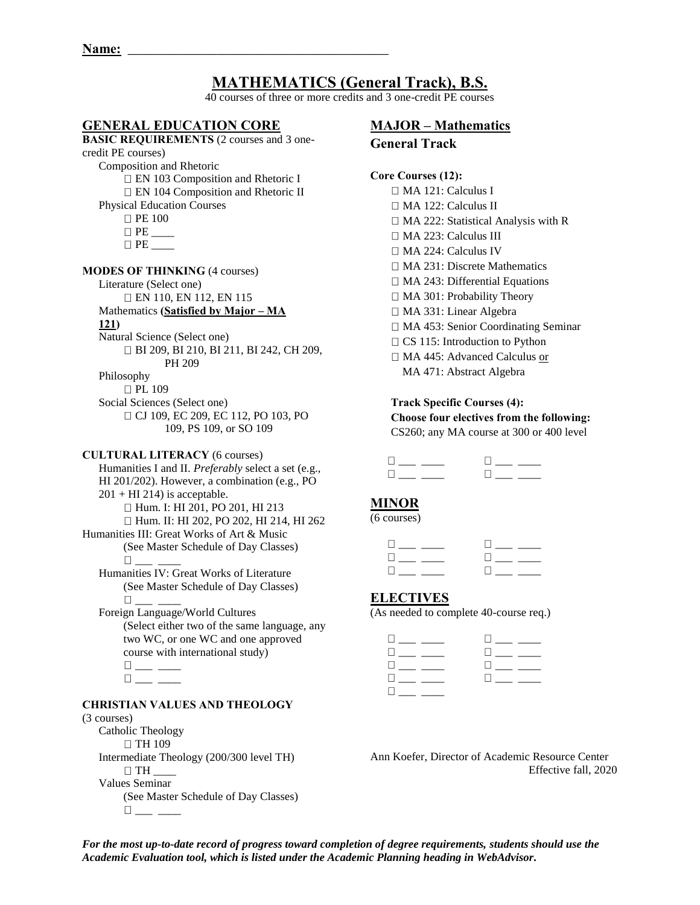**Name:** ________________________________________

# MATHEMATICS (General Track), B.S.

40 courses of three or more credits and 3 one-credit PE courses

## GENERAL EDUCATION CORE

**BASIC REQUIREMENTS** (2 courses and 3 one-credit PE courses)

Composition and Rhetoric

- ☐ EN 103 Composition and Rhetoric I
- ☐ EN 104 Composition and Rhetoric II

Physical Education Courses

- ☐ PE 100
- ☐ PE ____
- ☐ PE ____

**MODES OF THINKING** (4 courses)

Literature (Select one)

- ☐ EN 110, EN 112, EN 115

Mathematics **(Satisfied by Major – MA 121)**

Natural Science (Select one)

- ☐ BI 209, BI 210, BI 211, BI 242, CH 209, PH 209

Philosophy

- ☐ PL 109

Social Sciences (Select one)

- ☐ CJ 109, EC 209, EC 112, PO 103, PO 109, PS 109, or SO 109

**CULTURAL LITERACY** (6 courses)

Humanities I and II. *Preferably* select a set (e.g., HI 201/202). However, a combination (e.g., PO 201 + HI 214) is acceptable.

- ☐ Hum. I: HI 201, PO 201, HI 213
- ☐ Hum. II: HI 202, PO 202, HI 214, HI 262

Humanities III: Great Works of Art & Music (See Master Schedule of Day Classes)

- ☐ ___ ____

Humanities IV: Great Works of Literature (See Master Schedule of Day Classes)

- ☐ ___ ____

Foreign Language/World Cultures (Select either two of the same language, any two WC, or one WC and one approved course with international study)

- ☐ ___ ____
- ☐ ___ ____

**CHRISTIAN VALUES AND THEOLOGY** (3 courses)

Catholic Theology

- ☐ TH 109

Intermediate Theology (200/300 level TH)

- ☐ TH ____

Values Seminar (See Master Schedule of Day Classes)

- ☐ ___ ____

## MAJOR – Mathematics

### General Track

**Core Courses (12):**

- ☐ MA 121: Calculus I
- ☐ MA 122: Calculus II
- ☐ MA 222: Statistical Analysis with R
- ☐ MA 223: Calculus III
- ☐ MA 224: Calculus IV
- ☐ MA 231: Discrete Mathematics
- ☐ MA 243: Differential Equations
- ☐ MA 301: Probability Theory
- ☐ MA 331: Linear Algebra
- ☐ MA 453: Senior Coordinating Seminar
- ☐ CS 115: Introduction to Python
- ☐ MA 445: Advanced Calculus or MA 471: Abstract Algebra

**Track Specific Courses (4):**

**Choose four electives from the following:**

CS260; any MA course at 300 or 400 level

- ☐ ___ ____
- ☐ ___ ____
- ☐ ___ ____
- ☐ ___ ____

## MINOR

(6 courses)

- ☐ ___ ____
- ☐ ___ ____
- ☐ ___ ____
- ☐ ___ ____
- ☐ ___ ____
- ☐ ___ ____

## ELECTIVES

(As needed to complete 40-course req.)

- ☐ ___ ____
- ☐ ___ ____
- ☐ ___ ____
- ☐ ___ ____
- ☐ ___ ____
- ☐ ___ ____
- ☐ ___ ____
- ☐ ___ ____
- ☐ ___ ____

Ann Koefer, Director of Academic Resource Center

Effective fall, 2020

***For the most up-to-date record of progress toward completion of degree requirements, students should use the Academic Evaluation tool, which is listed under the Academic Planning heading in WebAdvisor.***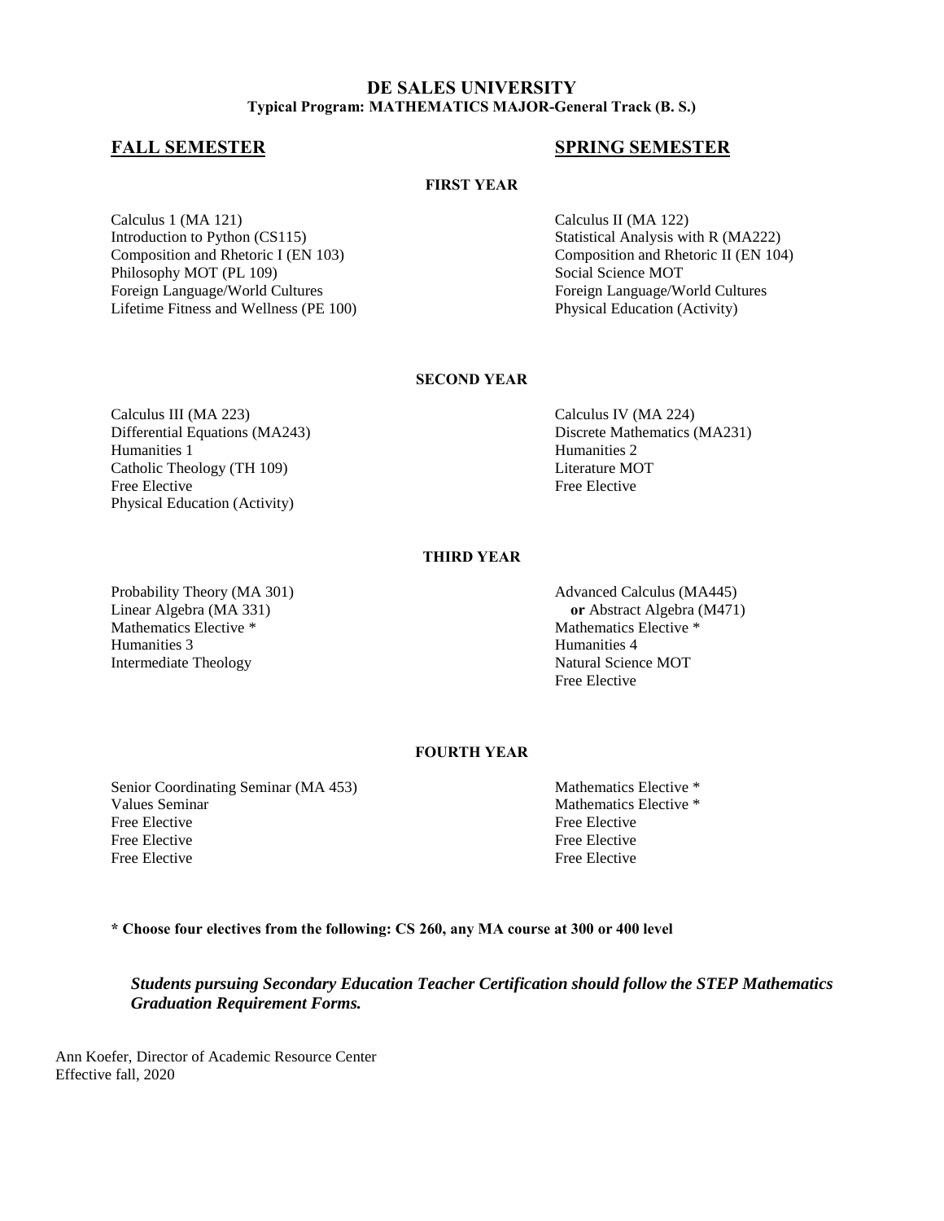# DE SALES UNIVERSITY

**Typical Program: MATHEMATICS MAJOR-General Track (B. S.)**

| FALL SEMESTER | SPRING SEMESTER |
|---|---|
| **FIRST YEAR** | |
| Calculus 1 (MA 121) | Calculus II (MA 122) |
| Introduction to Python (CS115) | Statistical Analysis with R (MA222) |
| Composition and Rhetoric I (EN 103) | Composition and Rhetoric II (EN 104) |
| Philosophy MOT (PL 109) | Social Science MOT |
| Foreign Language/World Cultures | Foreign Language/World Cultures |
| Lifetime Fitness and Wellness (PE 100) | Physical Education (Activity) |
| **SECOND YEAR** | |
| Calculus III (MA 223) | Calculus IV (MA 224) |
| Differential Equations (MA243) | Discrete Mathematics (MA231) |
| Humanities 1 | Humanities 2 |
| Catholic Theology (TH 109) | Literature MOT |
| Free Elective | Free Elective |
| Physical Education (Activity) | |
| **THIRD YEAR** | |
| Probability Theory (MA 301) | Advanced Calculus (MA445) **or** Abstract Algebra (M471) |
| Linear Algebra (MA 331) | Mathematics Elective * |
| Mathematics Elective * | Humanities 4 |
| Humanities 3 | Natural Science MOT |
| Intermediate Theology | Free Elective |
| **FOURTH YEAR** | |
| Senior Coordinating Seminar (MA 453) | Mathematics Elective * |
| Values Seminar | Mathematics Elective * |
| Free Elective | Free Elective |
| Free Elective | Free Elective |
| Free Elective | Free Elective |

**\* Choose four electives from the following: CS 260, any MA course at 300 or 400 level**

***Students pursuing Secondary Education Teacher Certification should follow the STEP Mathematics Graduation Requirement Forms.***

Ann Koefer, Director of Academic Resource Center
Effective fall, 2020